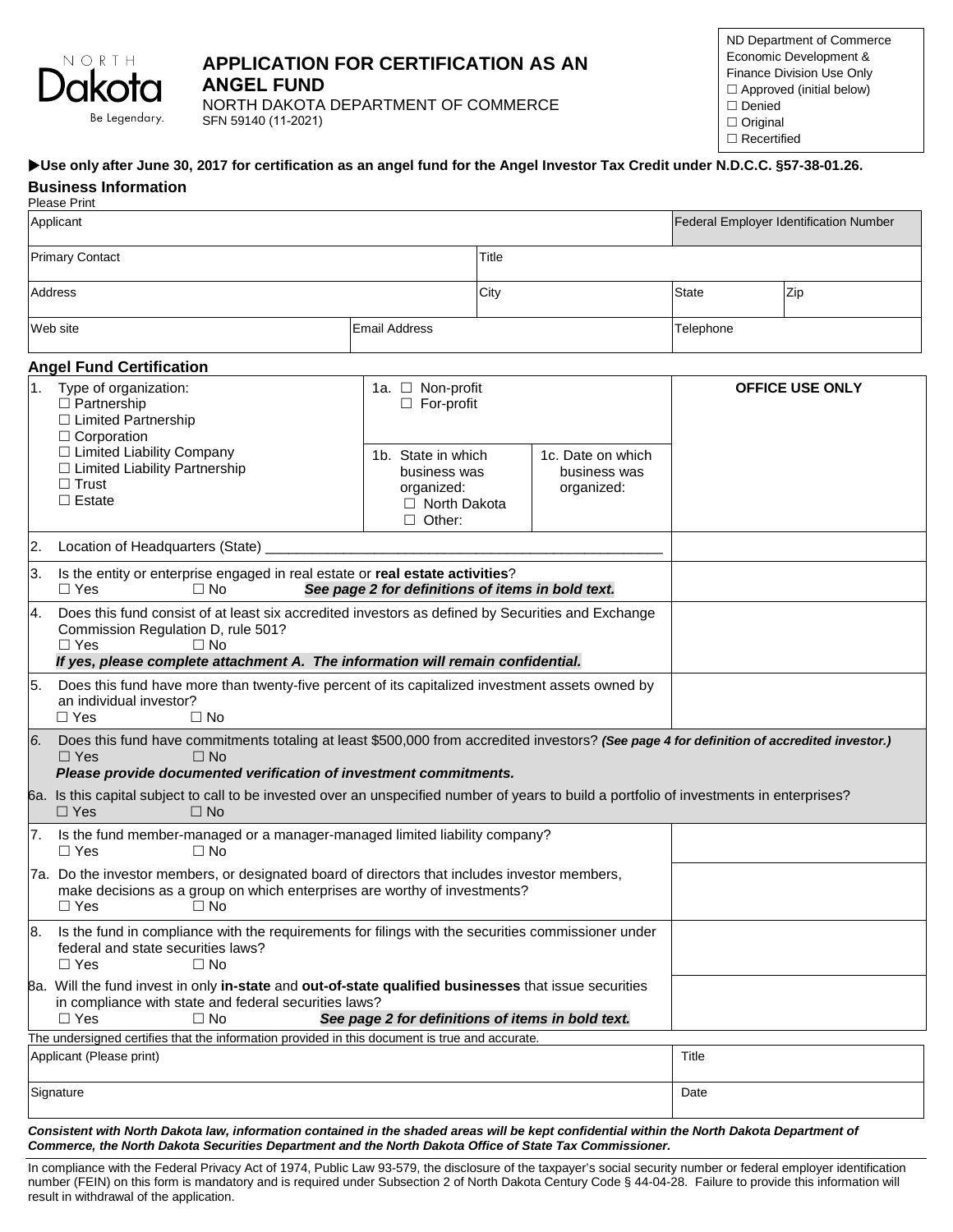NORTH Dakota Be Legendary.

# APPLICATION FOR CERTIFICATION AS AN ANGEL FUND

NORTH DAKOTA DEPARTMENT OF COMMERCE
SFN 59140 (11-2021)

| ND Department of Commerce Economic Development & Finance Division Use Only |
|---|
| ☐ Approved (initial below) |
| ☐ Denied |
| ☐ Original |
| ☐ Recertified |

▶**Use only after June 30, 2017 for certification as an angel fund for the Angel Investor Tax Credit under N.D.C.C. §57-38-01.26.**

## Business Information

Please Print

| Applicant | | | Federal Employer Identification Number | |
|---|---|---|---|---|
| Primary Contact | | Title | | |
| Address | | City | State | Zip |
| Web site | Email Address | | Telephone | |

## Angel Fund Certification

| | | | OFFICE USE ONLY |
|---|---|---|---|
| 1. Type of organization: ☐ Partnership ☐ Limited Partnership ☐ Corporation ☐ Limited Liability Company ☐ Limited Liability Partnership ☐ Trust ☐ Estate | 1a. ☐ Non-profit ☐ For-profit<br>1b. State in which business was organized: ☐ North Dakota ☐ Other: | 1c. Date on which business was organized: | |
| 2. Location of Headquarters (State) ______ | | | |
| 3. Is the entity or enterprise engaged in real estate or **real estate activities**? ☐ Yes ☐ No ***See page 2 for definitions of items in bold text.*** | | | |
| 4. Does this fund consist of at least six accredited investors as defined by Securities and Exchange Commission Regulation D, rule 501? ☐ Yes ☐ No ***If yes, please complete attachment A. The information will remain confidential.*** | | | |
| 5. Does this fund have more than twenty-five percent of its capitalized investment assets owned by an individual investor? ☐ Yes ☐ No | | | |
| *6.* Does this fund have commitments totaling at least $500,000 from accredited investors? ***(See page 4 for definition of accredited investor.)*** ☐ Yes ☐ No ***Please provide documented verification of investment commitments.*** | | | |
| 6a. Is this capital subject to call to be invested over an unspecified number of years to build a portfolio of investments in enterprises? ☐ Yes ☐ No | | | |
| 7. Is the fund member-managed or a manager-managed limited liability company? ☐ Yes ☐ No | | | |
| 7a. Do the investor members, or designated board of directors that includes investor members, make decisions as a group on which enterprises are worthy of investments? ☐ Yes ☐ No | | | |
| 8. Is the fund in compliance with the requirements for filings with the securities commissioner under federal and state securities laws? ☐ Yes ☐ No | | | |
| 8a. Will the fund invest in only **in-state** and **out-of-state qualified businesses** that issue securities in compliance with state and federal securities laws? ☐ Yes ☐ No ***See page 2 for definitions of items in bold text.*** | | | |

The undersigned certifies that the information provided in this document is true and accurate.

| Applicant (Please print) | Title |
|---|---|
| Signature | Date |

***Consistent with North Dakota law, information contained in the shaded areas will be kept confidential within the North Dakota Department of Commerce, the North Dakota Securities Department and the North Dakota Office of State Tax Commissioner.***

In compliance with the Federal Privacy Act of 1974, Public Law 93-579, the disclosure of the taxpayer's social security number or federal employer identification number (FEIN) on this form is mandatory and is required under Subsection 2 of North Dakota Century Code § 44-04-28. Failure to provide this information will result in withdrawal of the application.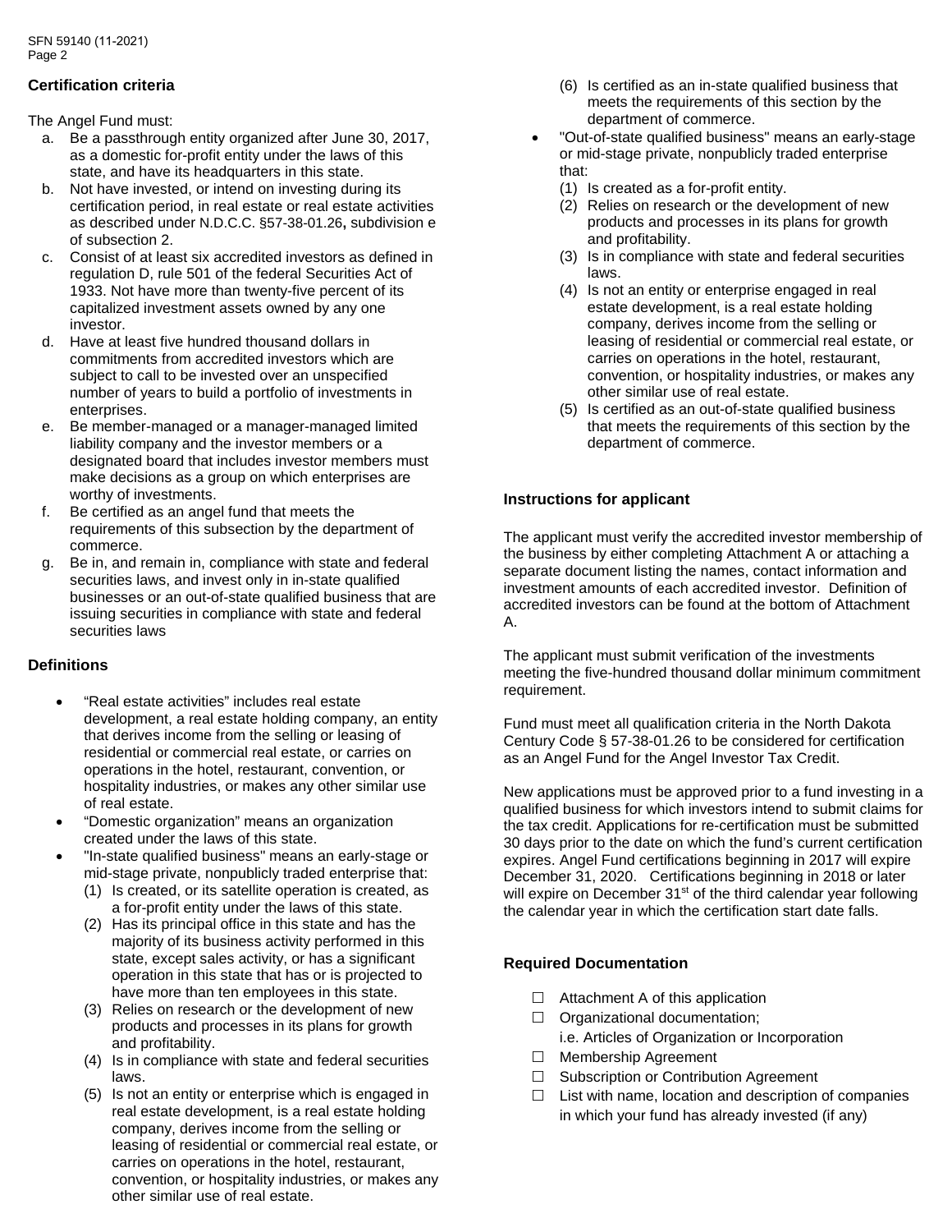## Certification criteria

The Angel Fund must:

a. Be a passthrough entity organized after June 30, 2017, as a domestic for-profit entity under the laws of this state, and have its headquarters in this state.
b. Not have invested, or intend on investing during its certification period, in real estate or real estate activities as described under N.D.C.C. §57-38-01.26**,** subdivision e of subsection 2.
c. Consist of at least six accredited investors as defined in regulation D, rule 501 of the federal Securities Act of 1933. Not have more than twenty-five percent of its capitalized investment assets owned by any one investor.
d. Have at least five hundred thousand dollars in commitments from accredited investors which are subject to call to be invested over an unspecified number of years to build a portfolio of investments in enterprises.
e. Be member-managed or a manager-managed limited liability company and the investor members or a designated board that includes investor members must make decisions as a group on which enterprises are worthy of investments.
f. Be certified as an angel fund that meets the requirements of this subsection by the department of commerce.
g. Be in, and remain in, compliance with state and federal securities laws, and invest only in in-state qualified businesses or an out-of-state qualified business that are issuing securities in compliance with state and federal securities laws

## Definitions

- "Real estate activities" includes real estate development, a real estate holding company, an entity that derives income from the selling or leasing of residential or commercial real estate, or carries on operations in the hotel, restaurant, convention, or hospitality industries, or makes any other similar use of real estate.
- "Domestic organization" means an organization created under the laws of this state.
- "In-state qualified business" means an early-stage or mid-stage private, nonpublicly traded enterprise that:
  (1) Is created, or its satellite operation is created, as a for-profit entity under the laws of this state.
  (2) Has its principal office in this state and has the majority of its business activity performed in this state, except sales activity, or has a significant operation in this state that has or is projected to have more than ten employees in this state.
  (3) Relies on research or the development of new products and processes in its plans for growth and profitability.
  (4) Is in compliance with state and federal securities laws.
  (5) Is not an entity or enterprise which is engaged in real estate development, is a real estate holding company, derives income from the selling or leasing of residential or commercial real estate, or carries on operations in the hotel, restaurant, convention, or hospitality industries, or makes any other similar use of real estate.
  (6) Is certified as an in-state qualified business that meets the requirements of this section by the department of commerce.
- "Out-of-state qualified business" means an early-stage or mid-stage private, nonpublicly traded enterprise that:
  (1) Is created as a for-profit entity.
  (2) Relies on research or the development of new products and processes in its plans for growth and profitability.
  (3) Is in compliance with state and federal securities laws.
  (4) Is not an entity or enterprise engaged in real estate development, is a real estate holding company, derives income from the selling or leasing of residential or commercial real estate, or carries on operations in the hotel, restaurant, convention, or hospitality industries, or makes any other similar use of real estate.
  (5) Is certified as an out-of-state qualified business that meets the requirements of this section by the department of commerce.

## Instructions for applicant

The applicant must verify the accredited investor membership of the business by either completing Attachment A or attaching a separate document listing the names, contact information and investment amounts of each accredited investor. Definition of accredited investors can be found at the bottom of Attachment A.

The applicant must submit verification of the investments meeting the five-hundred thousand dollar minimum commitment requirement.

Fund must meet all qualification criteria in the North Dakota Century Code § 57-38-01.26 to be considered for certification as an Angel Fund for the Angel Investor Tax Credit.

New applications must be approved prior to a fund investing in a qualified business for which investors intend to submit claims for the tax credit. Applications for re-certification must be submitted 30 days prior to the date on which the fund's current certification expires. Angel Fund certifications beginning in 2017 will expire December 31, 2020. Certifications beginning in 2018 or later will expire on December 31st of the third calendar year following the calendar year in which the certification start date falls.

## Required Documentation

- ☐ Attachment A of this application
- ☐ Organizational documentation; i.e. Articles of Organization or Incorporation
- ☐ Membership Agreement
- ☐ Subscription or Contribution Agreement
- ☐ List with name, location and description of companies in which your fund has already invested (if any)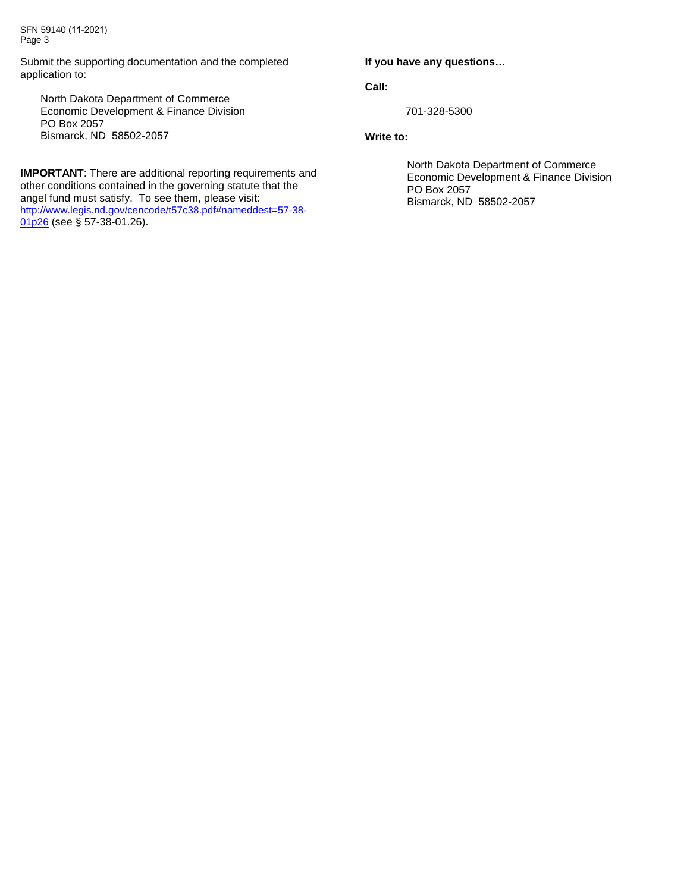Submit the supporting documentation and the completed application to:

North Dakota Department of Commerce
Economic Development & Finance Division
PO Box 2057
Bismarck, ND 58502-2057

**IMPORTANT**: There are additional reporting requirements and other conditions contained in the governing statute that the angel fund must satisfy. To see them, please visit: [http://www.legis.nd.gov/cencode/t57c38.pdf#nameddest=57-38-01p26](http://www.legis.nd.gov/cencode/t57c38.pdf#nameddest=57-38-01p26) (see § 57-38-01.26).

**If you have any questions…**

**Call:**

701-328-5300

**Write to:**

North Dakota Department of Commerce
Economic Development & Finance Division
PO Box 2057
Bismarck, ND 58502-2057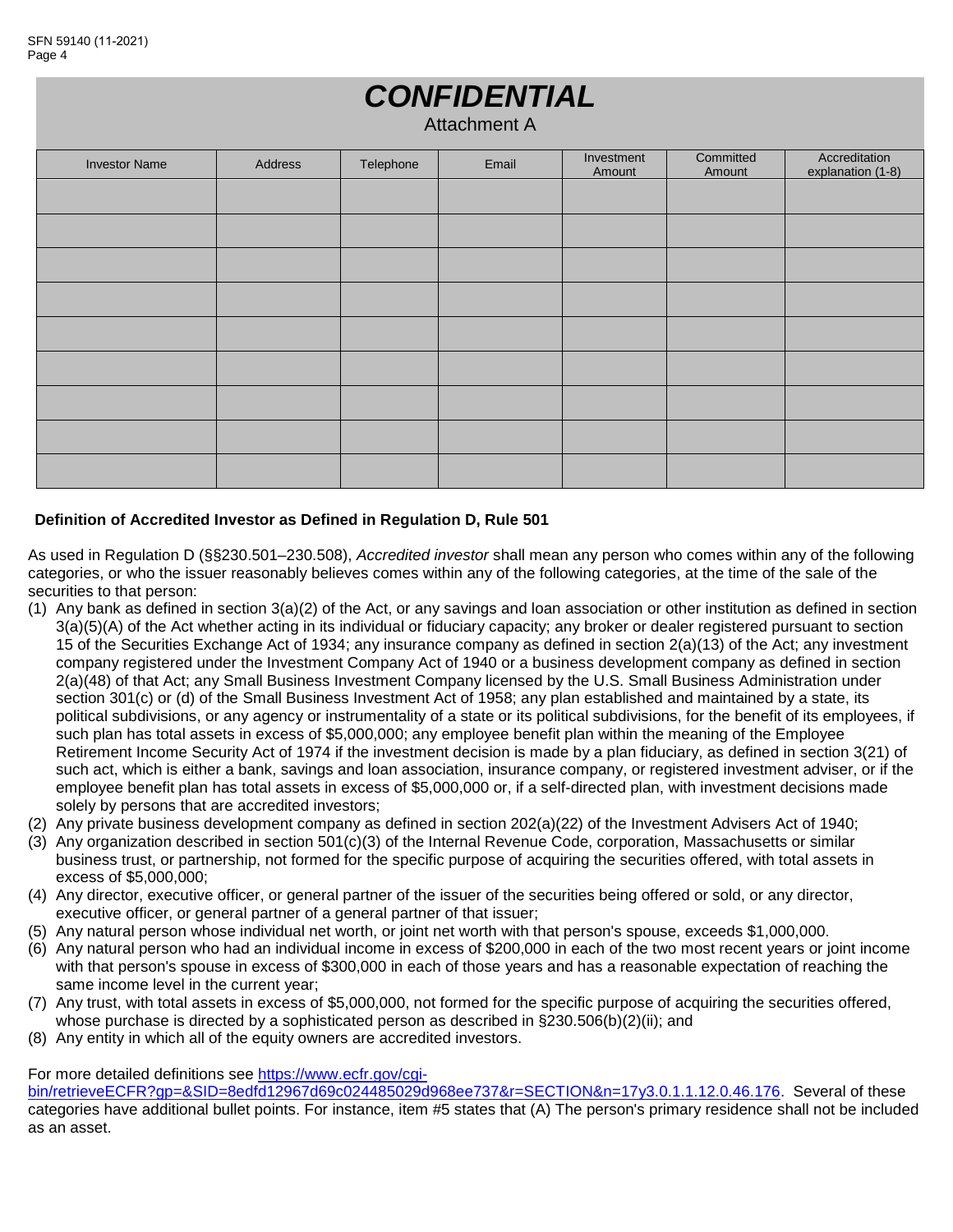# CONFIDENTIAL

Attachment A

| Investor Name | Address | Telephone | Email | Investment Amount | Committed Amount | Accreditation explanation (1-8) |
|---|---|---|---|---|---|---|
| | | | | | | |
| | | | | | | |
| | | | | | | |
| | | | | | | |
| | | | | | | |
| | | | | | | |
| | | | | | | |
| | | | | | | |
| | | | | | | |

**Definition of Accredited Investor as Defined in Regulation D, Rule 501**

As used in Regulation D (§§230.501–230.508), *Accredited investor* shall mean any person who comes within any of the following categories, or who the issuer reasonably believes comes within any of the following categories, at the time of the sale of the securities to that person:

(1) Any bank as defined in section 3(a)(2) of the Act, or any savings and loan association or other institution as defined in section 3(a)(5)(A) of the Act whether acting in its individual or fiduciary capacity; any broker or dealer registered pursuant to section 15 of the Securities Exchange Act of 1934; any insurance company as defined in section 2(a)(13) of the Act; any investment company registered under the Investment Company Act of 1940 or a business development company as defined in section 2(a)(48) of that Act; any Small Business Investment Company licensed by the U.S. Small Business Administration under section 301(c) or (d) of the Small Business Investment Act of 1958; any plan established and maintained by a state, its political subdivisions, or any agency or instrumentality of a state or its political subdivisions, for the benefit of its employees, if such plan has total assets in excess of $5,000,000; any employee benefit plan within the meaning of the Employee Retirement Income Security Act of 1974 if the investment decision is made by a plan fiduciary, as defined in section 3(21) of such act, which is either a bank, savings and loan association, insurance company, or registered investment adviser, or if the employee benefit plan has total assets in excess of $5,000,000 or, if a self-directed plan, with investment decisions made solely by persons that are accredited investors;

(2) Any private business development company as defined in section 202(a)(22) of the Investment Advisers Act of 1940;

(3) Any organization described in section 501(c)(3) of the Internal Revenue Code, corporation, Massachusetts or similar business trust, or partnership, not formed for the specific purpose of acquiring the securities offered, with total assets in excess of $5,000,000;

(4) Any director, executive officer, or general partner of the issuer of the securities being offered or sold, or any director, executive officer, or general partner of a general partner of that issuer;

(5) Any natural person whose individual net worth, or joint net worth with that person's spouse, exceeds $1,000,000.

(6) Any natural person who had an individual income in excess of $200,000 in each of the two most recent years or joint income with that person's spouse in excess of $300,000 in each of those years and has a reasonable expectation of reaching the same income level in the current year;

(7) Any trust, with total assets in excess of $5,000,000, not formed for the specific purpose of acquiring the securities offered, whose purchase is directed by a sophisticated person as described in §230.506(b)(2)(ii); and

(8) Any entity in which all of the equity owners are accredited investors.

For more detailed definitions see [https://www.ecfr.gov/cgi-bin/retrieveECFR?gp=&SID=8edfd12967d69c024485029d968ee737&r=SECTION&n=17y3.0.1.1.12.0.46.176](https://www.ecfr.gov/cgi-bin/retrieveECFR?gp=&SID=8edfd12967d69c024485029d968ee737&r=SECTION&n=17y3.0.1.1.12.0.46.176). Several of these categories have additional bullet points. For instance, item #5 states that (A) The person's primary residence shall not be included as an asset.